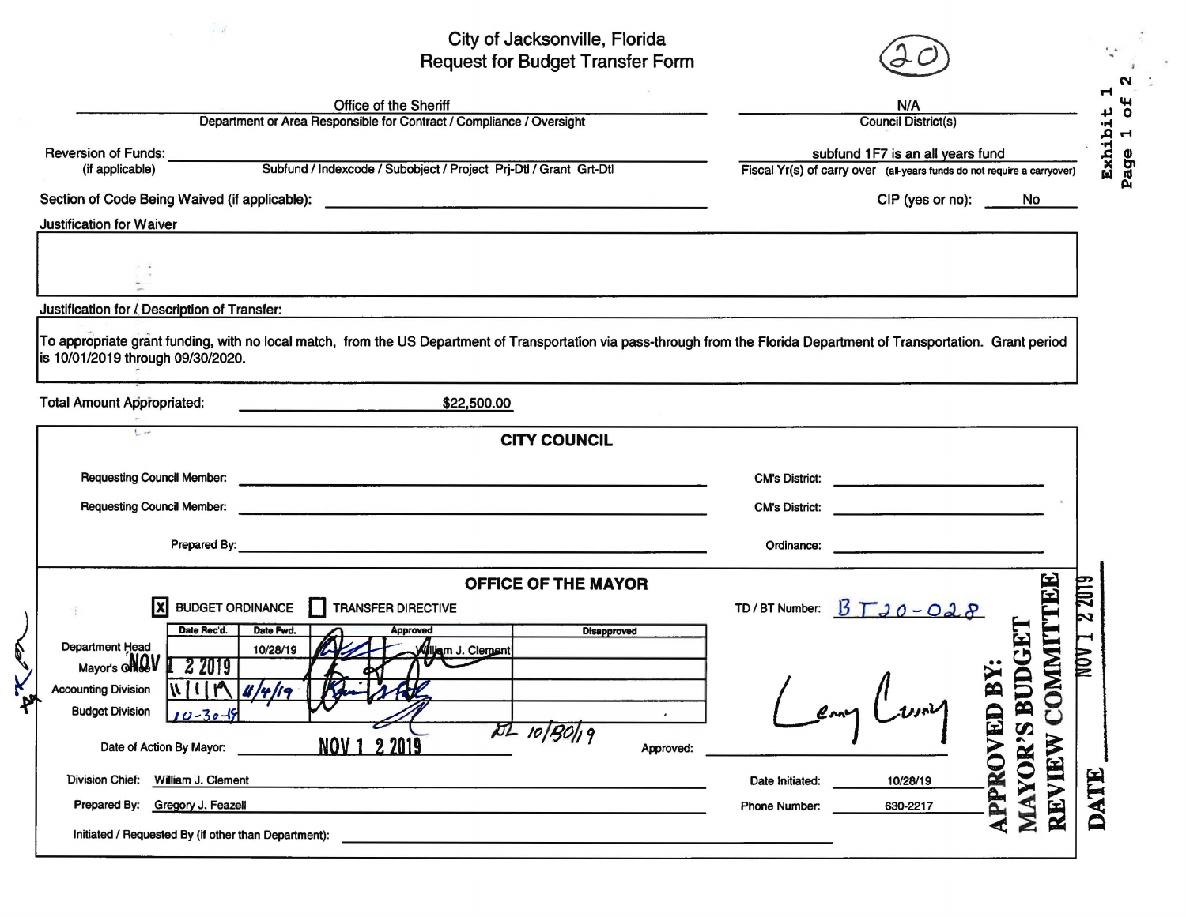# City of Jacksonville, Florida
## Request for Budget Transfer Form

(20)

Exhibit 1
Page 1 of 2

Office of the Sheriff
Department or Area Responsible for Contract / Compliance / Oversight

N/A
Council District(s)

Reversion of Funds: (if applicable) ______
Subfund / Indexcode / Subobject / Project Prj-Dtl / Grant Grt-Dtl

subfund 1F7 is an all years fund
Fiscal Yr(s) of carry over (all-years funds do not require a carryover)

Section of Code Being Waived (if applicable): ______

CIP (yes or no): No

Justification for Waiver

Justification for / Description of Transfer:

To appropriate grant funding, with no local match, from the US Department of Transportation via pass-through from the Florida Department of Transportation. Grant period is 10/01/2019 through 09/30/2020.

Total Amount Appropriated: $22,500.00

### CITY COUNCIL

Requesting Council Member: ______ CM's District: ______

Requesting Council Member: ______ CM's District: ______

Prepared By: ______ Ordinance: ______

### OFFICE OF THE MAYOR

[X] BUDGET ORDINANCE [ ] TRANSFER DIRECTIVE

TD / BT Number: BT20-028

| | Date Rec'd. | Date Fwd. | Approved | Disapproved |
|---|---|---|---|---|
| Department Head | | 10/28/19 | William J. Clement | |
| Mayor's Office | NOV 12 2019 | | | |
| Accounting Division | 11/1/19 | 11/4/19 | | |
| Budget Division | 10-30-19 | | | |

DL 10/30/19

Date of Action By Mayor: NOV 12 2019

Approved: Lenny Curry

Division Chief: William J. Clement

Date Initiated: 10/28/19

Prepared By: Gregory J. Feazell

Phone Number: 630-2217

Initiated / Requested By (if other than Department): ______

APPROVED BY: MAYOR'S BUDGET REVIEW COMMITTEE

DATE NOV 12 2019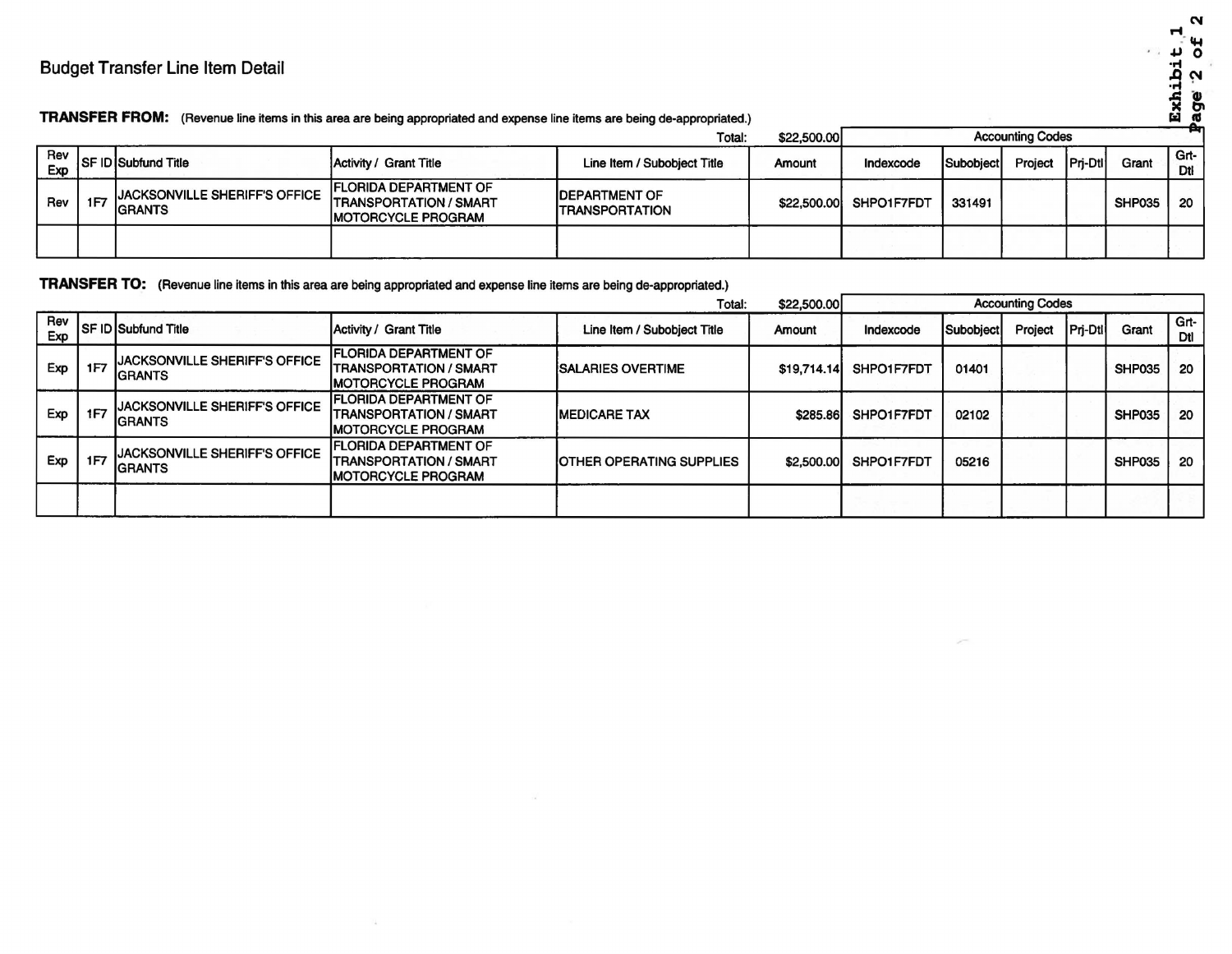# Budget Transfer Line Item Detail

**TRANSFER FROM:** (Revenue line items in this area are being appropriated and expense line items are being de-appropriated.)

Total: $22,500.00

| Rev Exp | SF ID | Subfund Title | Activity / Grant Title | Line Item / Subobject Title | Amount | Indexcode | Subobject | Project | Prj-Dtl | Grant | Grt-Dtl |
|---|---|---|---|---|---|---|---|---|---|---|---|
| | | | | | | Accounting Codes | | | | | |
| Rev | 1F7 | JACKSONVILLE SHERIFF'S OFFICE GRANTS | FLORIDA DEPARTMENT OF TRANSPORTATION / SMART MOTORCYCLE PROGRAM | DEPARTMENT OF TRANSPORTATION | $22,500.00 | SHPO1F7FDT | 331491 | | | SHP035 | 20 |
| | | | | | | | | | | | |

**TRANSFER TO:** (Revenue line items in this area are being appropriated and expense line items are being de-appropriated.)

Total: $22,500.00

| Rev Exp | SF ID | Subfund Title | Activity / Grant Title | Line Item / Subobject Title | Amount | Indexcode | Subobject | Project | Prj-Dtl | Grant | Grt-Dtl |
|---|---|---|---|---|---|---|---|---|---|---|---|
| | | | | | | Accounting Codes | | | | | |
| Exp | 1F7 | JACKSONVILLE SHERIFF'S OFFICE GRANTS | FLORIDA DEPARTMENT OF TRANSPORTATION / SMART MOTORCYCLE PROGRAM | SALARIES OVERTIME | $19,714.14 | SHPO1F7FDT | 01401 | | | SHP035 | 20 |
| Exp | 1F7 | JACKSONVILLE SHERIFF'S OFFICE GRANTS | FLORIDA DEPARTMENT OF TRANSPORTATION / SMART MOTORCYCLE PROGRAM | MEDICARE TAX | $285.86 | SHPO1F7FDT | 02102 | | | SHP035 | 20 |
| Exp | 1F7 | JACKSONVILLE SHERIFF'S OFFICE GRANTS | FLORIDA DEPARTMENT OF TRANSPORTATION / SMART MOTORCYCLE PROGRAM | OTHER OPERATING SUPPLIES | $2,500.00 | SHPO1F7FDT | 05216 | | | SHP035 | 20 |
| | | | | | | | | | | | |